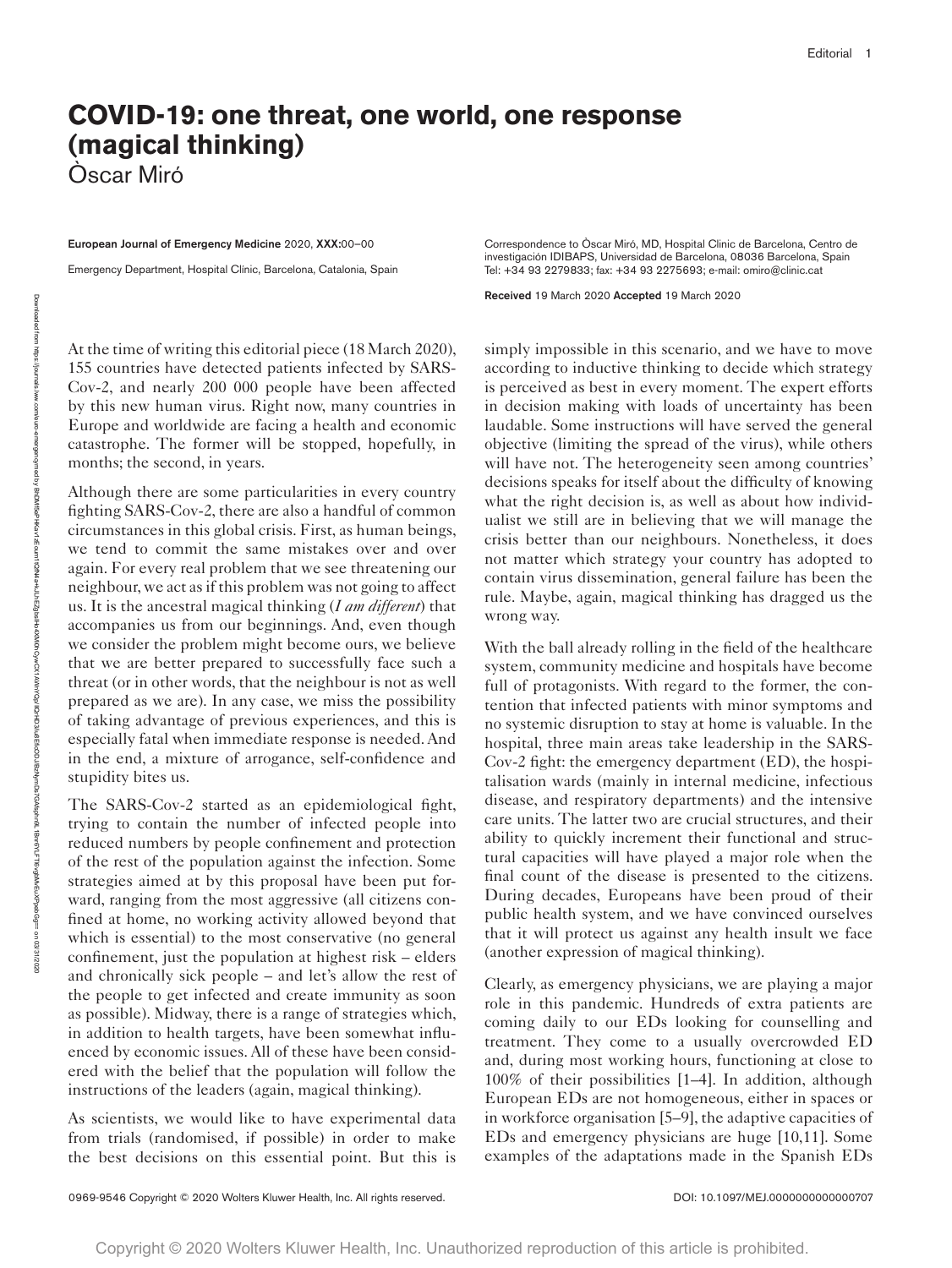# COVID-19: one threat, one world, one response (magical thinking)

Òscar Miró

Emergency Department, Hospital Clínic, Barcelona, Catalonia, Spain

Correspondence to Òscar Miró, MD, Hospital Clinic de Barcelona, Centro de investigación IDIBAPS, Universidad de Barcelona, 08036 Barcelona, Spain
Tel: +34 93 2279833; fax: +34 93 2275693; e-mail: omiro@clinic.cat

**Received** 19 March 2020 **Accepted** 19 March 2020

At the time of writing this editorial piece (18 March 2020), 155 countries have detected patients infected by SARS-Cov-2, and nearly 200 000 people have been affected by this new human virus. Right now, many countries in Europe and worldwide are facing a health and economic catastrophe. The former will be stopped, hopefully, in months; the second, in years.

Although there are some particularities in every country fighting SARS-Cov-2, there are also a handful of common circumstances in this global crisis. First, as human beings, we tend to commit the same mistakes over and over again. For every real problem that we see threatening our neighbour, we act as if this problem was not going to affect us. It is the ancestral magical thinking (*I am different*) that accompanies us from our beginnings. And, even though we consider the problem might become ours, we believe that we are better prepared to successfully face such a threat (or in other words, that the neighbour is not as well prepared as we are). In any case, we miss the possibility of taking advantage of previous experiences, and this is especially fatal when immediate response is needed. And in the end, a mixture of arrogance, self-confidence and stupidity bites us.

The SARS-Cov-2 started as an epidemiological fight, trying to contain the number of infected people into reduced numbers by people confinement and protection of the rest of the population against the infection. Some strategies aimed at by this proposal have been put forward, ranging from the most aggressive (all citizens confined at home, no working activity allowed beyond that which is essential) to the most conservative (no general confinement, just the population at highest risk – elders and chronically sick people – and let's allow the rest of the people to get infected and create immunity as soon as possible). Midway, there is a range of strategies which, in addition to health targets, have been somewhat influenced by economic issues. All of these have been considered with the belief that the population will follow the instructions of the leaders (again, magical thinking).

As scientists, we would like to have experimental data from trials (randomised, if possible) in order to make the best decisions on this essential point. But this is simply impossible in this scenario, and we have to move according to inductive thinking to decide which strategy is perceived as best in every moment. The expert efforts in decision making with loads of uncertainty has been laudable. Some instructions will have served the general objective (limiting the spread of the virus), while others will have not. The heterogeneity seen among countries' decisions speaks for itself about the difficulty of knowing what the right decision is, as well as about how individualist we still are in believing that we will manage the crisis better than our neighbours. Nonetheless, it does not matter which strategy your country has adopted to contain virus dissemination, general failure has been the rule. Maybe, again, magical thinking has dragged us the wrong way.

With the ball already rolling in the field of the healthcare system, community medicine and hospitals have become full of protagonists. With regard to the former, the contention that infected patients with minor symptoms and no systemic disruption to stay at home is valuable. In the hospital, three main areas take leadership in the SARS-Cov-2 fight: the emergency department (ED), the hospitalisation wards (mainly in internal medicine, infectious disease, and respiratory departments) and the intensive care units. The latter two are crucial structures, and their ability to quickly increment their functional and structural capacities will have played a major role when the final count of the disease is presented to the citizens. During decades, Europeans have been proud of their public health system, and we have convinced ourselves that it will protect us against any health insult we face (another expression of magical thinking).

Clearly, as emergency physicians, we are playing a major role in this pandemic. Hundreds of extra patients are coming daily to our EDs looking for counselling and treatment. They come to a usually overcrowded ED and, during most working hours, functioning at close to 100% of their possibilities [1–4]. In addition, although European EDs are not homogeneous, either in spaces or in workforce organisation [5–9], the adaptive capacities of EDs and emergency physicians are huge [10,11]. Some examples of the adaptations made in the Spanish EDs

0969-9546 Copyright © 2020 Wolters Kluwer Health, Inc. All rights reserved. DOI: 10.1097/MEJ.0000000000000707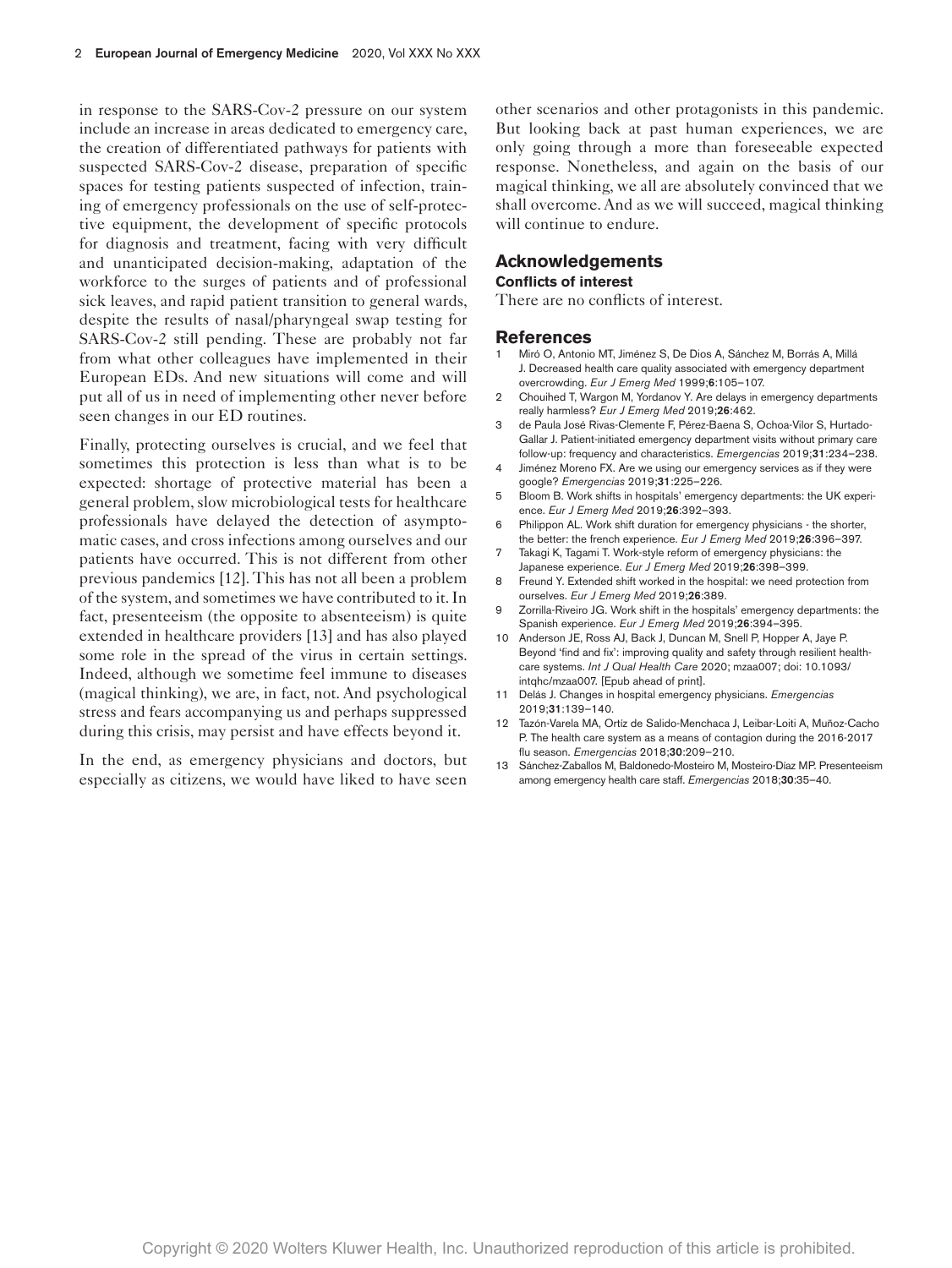in response to the SARS-Cov-2 pressure on our system include an increase in areas dedicated to emergency care, the creation of differentiated pathways for patients with suspected SARS-Cov-2 disease, preparation of specific spaces for testing patients suspected of infection, training of emergency professionals on the use of self-protective equipment, the development of specific protocols for diagnosis and treatment, facing with very difficult and unanticipated decision-making, adaptation of the workforce to the surges of patients and of professional sick leaves, and rapid patient transition to general wards, despite the results of nasal/pharyngeal swap testing for SARS-Cov-2 still pending. These are probably not far from what other colleagues have implemented in their European EDs. And new situations will come and will put all of us in need of implementing other never before seen changes in our ED routines.

Finally, protecting ourselves is crucial, and we feel that sometimes this protection is less than what is to be expected: shortage of protective material has been a general problem, slow microbiological tests for healthcare professionals have delayed the detection of asymptomatic cases, and cross infections among ourselves and our patients have occurred. This is not different from other previous pandemics [12]. This has not all been a problem of the system, and sometimes we have contributed to it. In fact, presenteeism (the opposite to absenteeism) is quite extended in healthcare providers [13] and has also played some role in the spread of the virus in certain settings. Indeed, although we sometime feel immune to diseases (magical thinking), we are, in fact, not. And psychological stress and fears accompanying us and perhaps suppressed during this crisis, may persist and have effects beyond it.

In the end, as emergency physicians and doctors, but especially as citizens, we would have liked to have seen other scenarios and other protagonists in this pandemic. But looking back at past human experiences, we are only going through a more than foreseeable expected response. Nonetheless, and again on the basis of our magical thinking, we all are absolutely convinced that we shall overcome. And as we will succeed, magical thinking will continue to endure.

## Acknowledgements

### Conflicts of interest

There are no conflicts of interest.

## References

1. Miró O, Antonio MT, Jiménez S, De Dios A, Sánchez M, Borrás A, Millá J. Decreased health care quality associated with emergency department overcrowding. *Eur J Emerg Med* 1999;**6**:105–107.
2. Chouihed T, Wargon M, Yordanov Y. Are delays in emergency departments really harmless? *Eur J Emerg Med* 2019;**26**:462.
3. de Paula José Rivas-Clemente F, Pérez-Baena S, Ochoa-Vilor S, Hurtado-Gallar J. Patient-initiated emergency department visits without primary care follow-up: frequency and characteristics. *Emergencias* 2019;**31**:234–238.
4. Jiménez Moreno FX. Are we using our emergency services as if they were google? *Emergencias* 2019;**31**:225–226.
5. Bloom B. Work shifts in hospitals' emergency departments: the UK experience. *Eur J Emerg Med* 2019;**26**:392–393.
6. Philippon AL. Work shift duration for emergency physicians - the shorter, the better: the french experience. *Eur J Emerg Med* 2019;**26**:396–397.
7. Takagi K, Tagami T. Work-style reform of emergency physicians: the Japanese experience. *Eur J Emerg Med* 2019;**26**:398–399.
8. Freund Y. Extended shift worked in the hospital: we need protection from ourselves. *Eur J Emerg Med* 2019;**26**:389.
9. Zorrilla-Riveiro JG. Work shift in the hospitals' emergency departments: the Spanish experience. *Eur J Emerg Med* 2019;**26**:394–395.
10. Anderson JE, Ross AJ, Back J, Duncan M, Snell P, Hopper A, Jaye P. Beyond 'find and fix': improving quality and safety through resilient healthcare systems. *Int J Qual Health Care* 2020; mzaa007; doi: 10.1093/intqhc/mzaa007. [Epub ahead of print].
11. Delás J. Changes in hospital emergency physicians. *Emergencias* 2019;**31**:139–140.
12. Tazón-Varela MA, Ortíz de Salido-Menchaca J, Leibar-Loiti A, Muñoz-Cacho P. The health care system as a means of contagion during the 2016-2017 flu season. *Emergencias* 2018;**30**:209–210.
13. Sánchez-Zaballos M, Baldonedo-Mosteiro M, Mosteiro-Díaz MP. Presenteeism among emergency health care staff. *Emergencias* 2018;**30**:35–40.